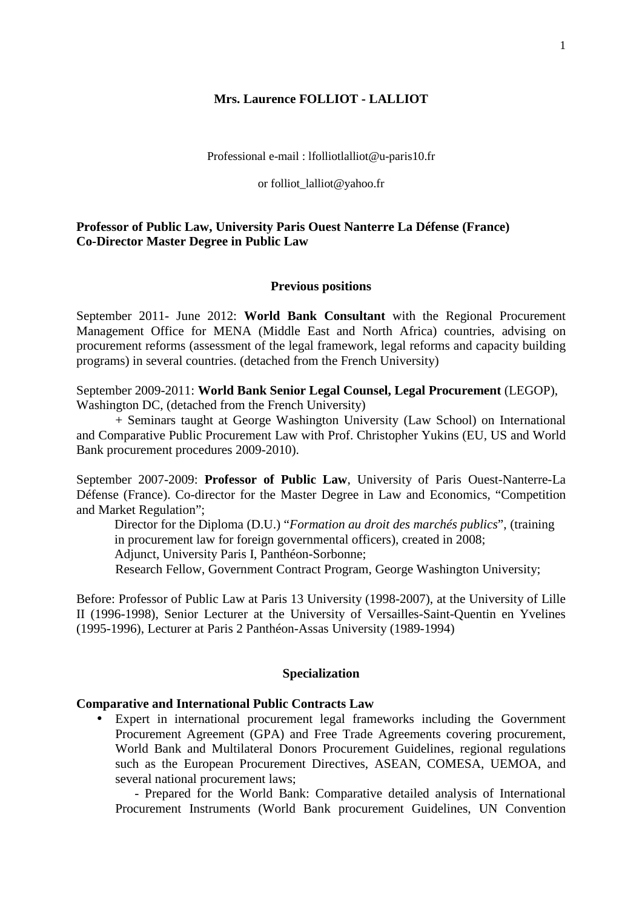**Mrs. Laurence FOLLIOT - LALLIOT**

Professional e-mail : lfolliotlalliot@u-paris10.fr

or folliot_lalliot@yahoo.fr

**Professor of Public Law, University Paris Ouest Nanterre La Défense (France)**
**Co-Director Master Degree in Public Law**

## Previous positions

September 2011- June 2012: **World Bank Consultant** with the Regional Procurement Management Office for MENA (Middle East and North Africa) countries, advising on procurement reforms (assessment of the legal framework, legal reforms and capacity building programs) in several countries. (detached from the French University)

September 2009-2011: **World Bank Senior Legal Counsel, Legal Procurement** (LEGOP), Washington DC, (detached from the French University)

+ Seminars taught at George Washington University (Law School) on International and Comparative Public Procurement Law with Prof. Christopher Yukins (EU, US and World Bank procurement procedures 2009-2010).

September 2007-2009: **Professor of Public Law**, University of Paris Ouest-Nanterre-La Défense (France). Co-director for the Master Degree in Law and Economics, "Competition and Market Regulation";

Director for the Diploma (D.U.) "*Formation au droit des marchés publics*", (training in procurement law for foreign governmental officers), created in 2008;

Adjunct, University Paris I, Panthéon-Sorbonne;

Research Fellow, Government Contract Program, George Washington University;

Before: Professor of Public Law at Paris 13 University (1998-2007), at the University of Lille II (1996-1998), Senior Lecturer at the University of Versailles-Saint-Quentin en Yvelines (1995-1996), Lecturer at Paris 2 Panthéon-Assas University (1989-1994)

## Specialization

**Comparative and International Public Contracts Law**

- Expert in international procurement legal frameworks including the Government Procurement Agreement (GPA) and Free Trade Agreements covering procurement, World Bank and Multilateral Donors Procurement Guidelines, regional regulations such as the European Procurement Directives, ASEAN, COMESA, UEMOA, and several national procurement laws;

  - Prepared for the World Bank: Comparative detailed analysis of International Procurement Instruments (World Bank procurement Guidelines, UN Convention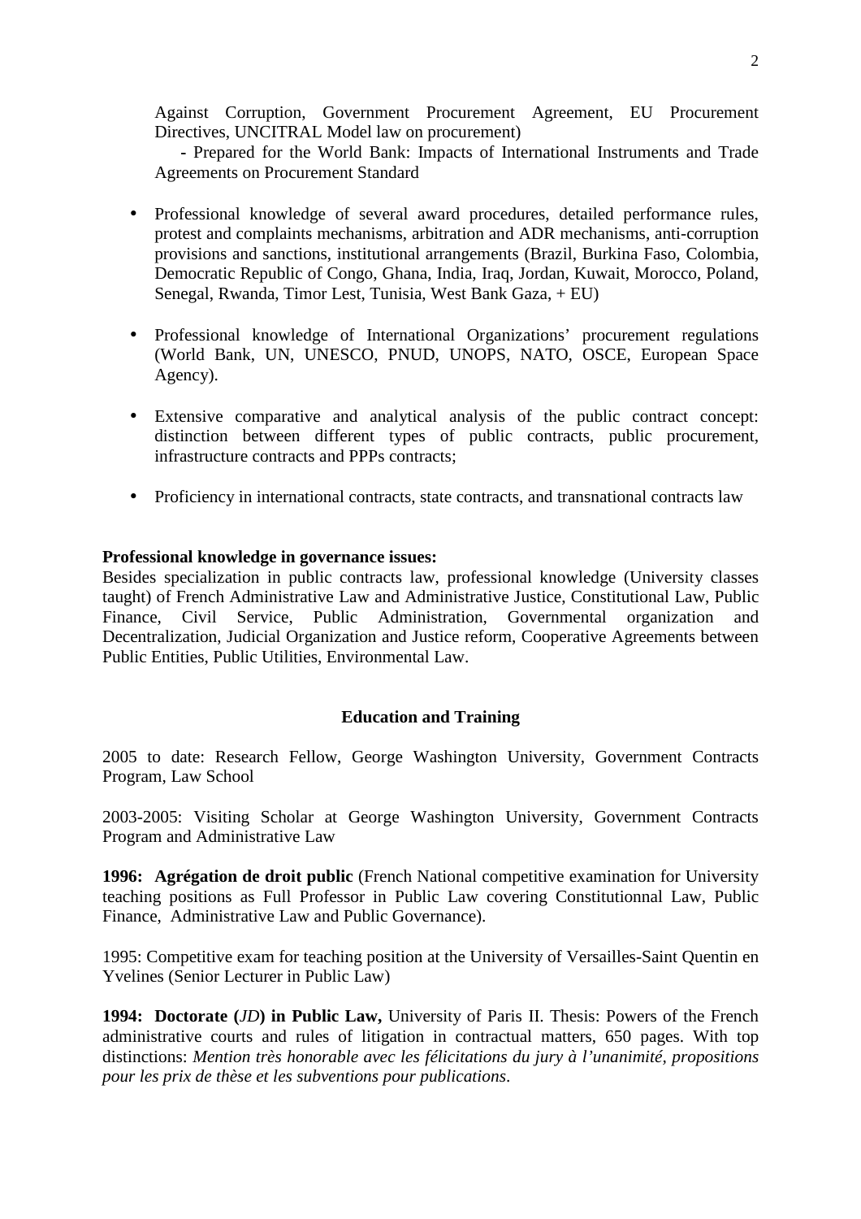Against Corruption, Government Procurement Agreement, EU Procurement Directives, UNCITRAL Model law on procurement)

- Prepared for the World Bank: Impacts of International Instruments and Trade Agreements on Procurement Standard

- Professional knowledge of several award procedures, detailed performance rules, protest and complaints mechanisms, arbitration and ADR mechanisms, anti-corruption provisions and sanctions, institutional arrangements (Brazil, Burkina Faso, Colombia, Democratic Republic of Congo, Ghana, India, Iraq, Jordan, Kuwait, Morocco, Poland, Senegal, Rwanda, Timor Lest, Tunisia, West Bank Gaza, + EU)

- Professional knowledge of International Organizations' procurement regulations (World Bank, UN, UNESCO, PNUD, UNOPS, NATO, OSCE, European Space Agency).

- Extensive comparative and analytical analysis of the public contract concept: distinction between different types of public contracts, public procurement, infrastructure contracts and PPPs contracts;

- Proficiency in international contracts, state contracts, and transnational contracts law

**Professional knowledge in governance issues:**
Besides specialization in public contracts law, professional knowledge (University classes taught) of French Administrative Law and Administrative Justice, Constitutional Law, Public Finance, Civil Service, Public Administration, Governmental organization and Decentralization, Judicial Organization and Justice reform, Cooperative Agreements between Public Entities, Public Utilities, Environmental Law.

## Education and Training

2005 to date: Research Fellow, George Washington University, Government Contracts Program, Law School

2003-2005: Visiting Scholar at George Washington University, Government Contracts Program and Administrative Law

**1996: Agrégation de droit public** (French National competitive examination for University teaching positions as Full Professor in Public Law covering Constitutionnal Law, Public Finance, Administrative Law and Public Governance).

1995: Competitive exam for teaching position at the University of Versailles-Saint Quentin en Yvelines (Senior Lecturer in Public Law)

**1994: Doctorate (*JD*) in Public Law,** University of Paris II. Thesis: Powers of the French administrative courts and rules of litigation in contractual matters, 650 pages. With top distinctions: *Mention très honorable avec les félicitations du jury à l'unanimité, propositions pour les prix de thèse et les subventions pour publications*.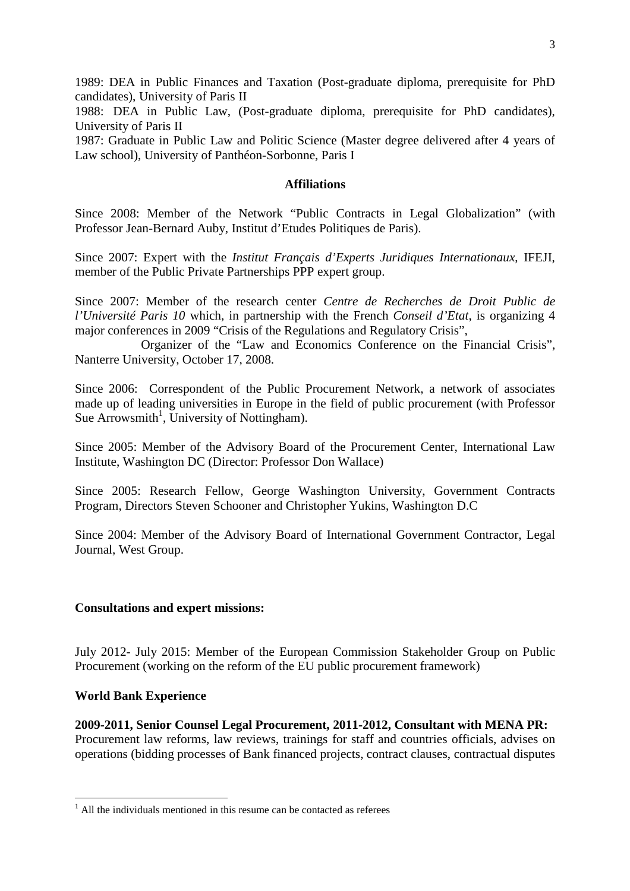1989: DEA in Public Finances and Taxation (Post-graduate diploma, prerequisite for PhD candidates), University of Paris II

1988: DEA in Public Law, (Post-graduate diploma, prerequisite for PhD candidates), University of Paris II

1987: Graduate in Public Law and Politic Science (Master degree delivered after 4 years of Law school), University of Panthéon-Sorbonne, Paris I

### Affiliations

Since 2008: Member of the Network "Public Contracts in Legal Globalization" (with Professor Jean-Bernard Auby, Institut d'Etudes Politiques de Paris).

Since 2007: Expert with the *Institut Français d'Experts Juridiques Internationaux*, IFEJI, member of the Public Private Partnerships PPP expert group.

Since 2007: Member of the research center *Centre de Recherches de Droit Public de l'Université Paris 10* which, in partnership with the French *Conseil d'Etat*, is organizing 4 major conferences in 2009 "Crisis of the Regulations and Regulatory Crisis",

Organizer of the "Law and Economics Conference on the Financial Crisis", Nanterre University, October 17, 2008.

Since 2006: Correspondent of the Public Procurement Network, a network of associates made up of leading universities in Europe in the field of public procurement (with Professor Sue Arrowsmith[1], University of Nottingham).

Since 2005: Member of the Advisory Board of the Procurement Center, International Law Institute, Washington DC (Director: Professor Don Wallace)

Since 2005: Research Fellow, George Washington University, Government Contracts Program, Directors Steven Schooner and Christopher Yukins, Washington D.C

Since 2004: Member of the Advisory Board of International Government Contractor, Legal Journal, West Group.

**Consultations and expert missions:**

July 2012- July 2015: Member of the European Commission Stakeholder Group on Public Procurement (working on the reform of the EU public procurement framework)

**World Bank Experience**

**2009-2011, Senior Counsel Legal Procurement, 2011-2012, Consultant with MENA PR:** Procurement law reforms, law reviews, trainings for staff and countries officials, advises on operations (bidding processes of Bank financed projects, contract clauses, contractual disputes

---

[1] All the individuals mentioned in this resume can be contacted as referees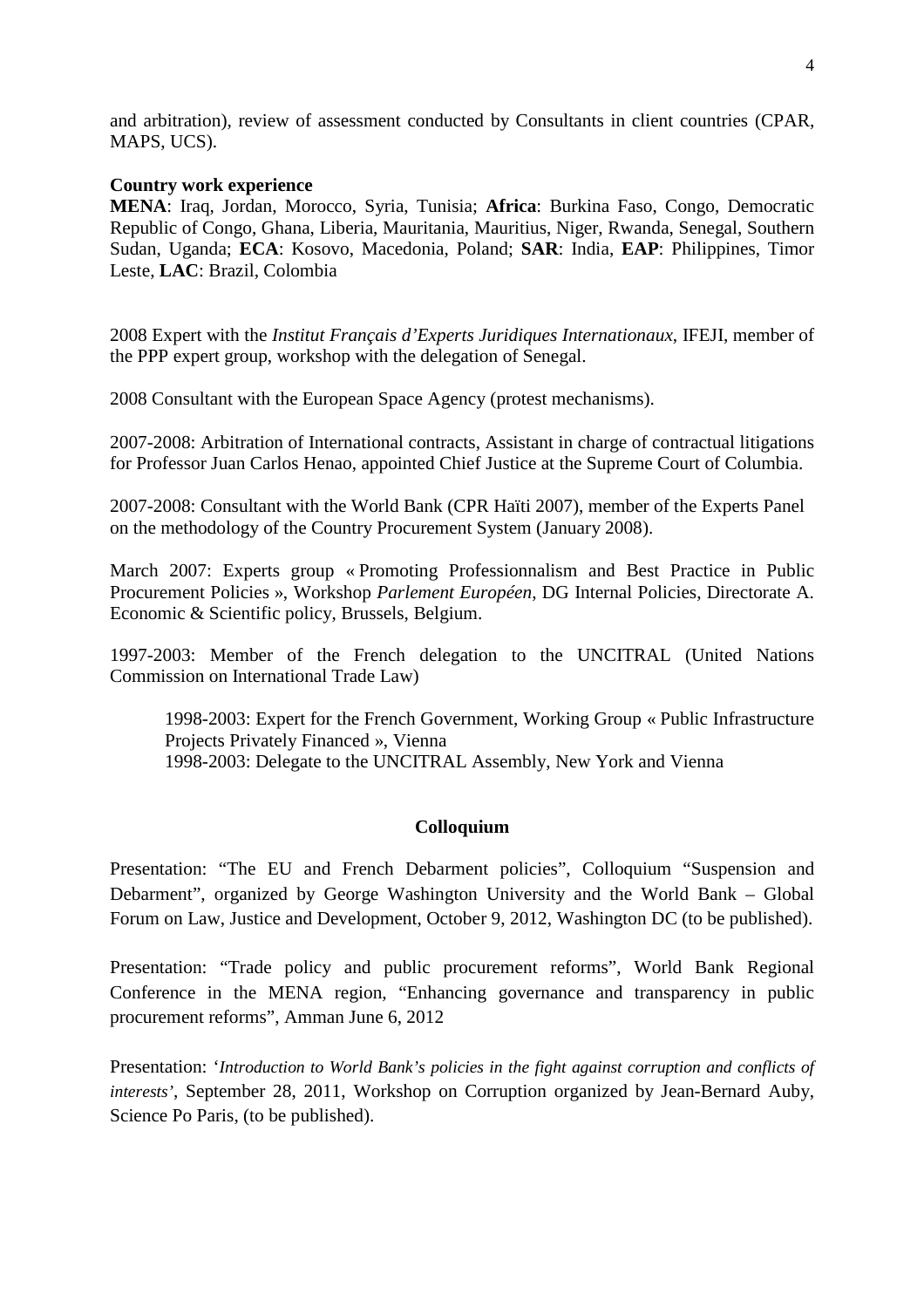and arbitration), review of assessment conducted by Consultants in client countries (CPAR, MAPS, UCS).

**Country work experience**

**MENA**: Iraq, Jordan, Morocco, Syria, Tunisia; **Africa**: Burkina Faso, Congo, Democratic Republic of Congo, Ghana, Liberia, Mauritania, Mauritius, Niger, Rwanda, Senegal, Southern Sudan, Uganda; **ECA**: Kosovo, Macedonia, Poland; **SAR**: India, **EAP**: Philippines, Timor Leste, **LAC**: Brazil, Colombia

2008 Expert with the *Institut Français d'Experts Juridiques Internationaux*, IFEJI, member of the PPP expert group, workshop with the delegation of Senegal.

2008 Consultant with the European Space Agency (protest mechanisms).

2007-2008: Arbitration of International contracts, Assistant in charge of contractual litigations for Professor Juan Carlos Henao, appointed Chief Justice at the Supreme Court of Columbia.

2007-2008: Consultant with the World Bank (CPR Haïti 2007), member of the Experts Panel on the methodology of the Country Procurement System (January 2008).

March 2007: Experts group « Promoting Professionnalism and Best Practice in Public Procurement Policies », Workshop *Parlement Européen*, DG Internal Policies, Directorate A. Economic & Scientific policy, Brussels, Belgium.

1997-2003: Member of the French delegation to the UNCITRAL (United Nations Commission on International Trade Law)

> 1998-2003: Expert for the French Government, Working Group « Public Infrastructure Projects Privately Financed », Vienna
> 1998-2003: Delegate to the UNCITRAL Assembly, New York and Vienna

## Colloquium

Presentation: "The EU and French Debarment policies", Colloquium "Suspension and Debarment", organized by George Washington University and the World Bank – Global Forum on Law, Justice and Development, October 9, 2012, Washington DC (to be published).

Presentation: "Trade policy and public procurement reforms", World Bank Regional Conference in the MENA region, "Enhancing governance and transparency in public procurement reforms", Amman June 6, 2012

Presentation: '*Introduction to World Bank's policies in the fight against corruption and conflicts of interests*', September 28, 2011, Workshop on Corruption organized by Jean-Bernard Auby, Science Po Paris, (to be published).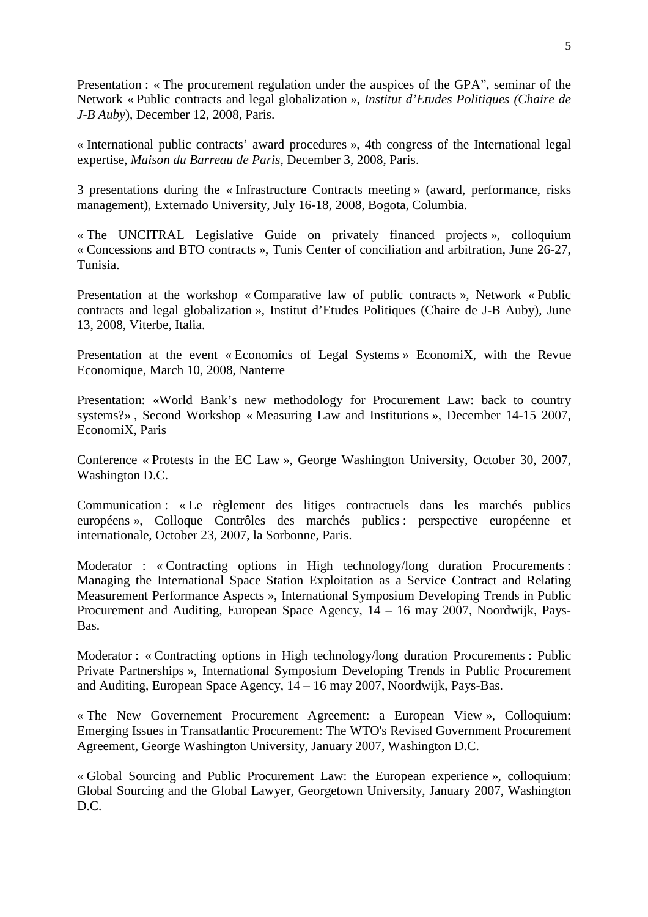Presentation : « The procurement regulation under the auspices of the GPA”, seminar of the Network « Public contracts and legal globalization », *Institut d’Etudes Politiques (Chaire de J-B Auby*), December 12, 2008, Paris.

« International public contracts’ award procedures », 4th congress of the International legal expertise, *Maison du Barreau de Paris*, December 3, 2008, Paris.

3 presentations during the « Infrastructure Contracts meeting » (award, performance, risks management), Externado University, July 16-18, 2008, Bogota, Columbia.

« The UNCITRAL Legislative Guide on privately financed projects », colloquium « Concessions and BTO contracts », Tunis Center of conciliation and arbitration, June 26-27, Tunisia.

Presentation at the workshop « Comparative law of public contracts », Network « Public contracts and legal globalization », Institut d’Etudes Politiques (Chaire de J-B Auby), June 13, 2008, Viterbe, Italia.

Presentation at the event « Economics of Legal Systems » EconomiX, with the Revue Economique, March 10, 2008, Nanterre

Presentation: «World Bank’s new methodology for Procurement Law: back to country systems?» , Second Workshop « Measuring Law and Institutions », December 14-15 2007, EconomiX, Paris

Conference « Protests in the EC Law », George Washington University, October 30, 2007, Washington D.C.

Communication : « Le règlement des litiges contractuels dans les marchés publics européens », Colloque Contrôles des marchés publics : perspective européenne et internationale, October 23, 2007, la Sorbonne, Paris.

Moderator : « Contracting options in High technology/long duration Procurements : Managing the International Space Station Exploitation as a Service Contract and Relating Measurement Performance Aspects », International Symposium Developing Trends in Public Procurement and Auditing, European Space Agency, 14 – 16 may 2007, Noordwijk, Pays-Bas.

Moderator : « Contracting options in High technology/long duration Procurements : Public Private Partnerships », International Symposium Developing Trends in Public Procurement and Auditing, European Space Agency, 14 – 16 may 2007, Noordwijk, Pays-Bas.

« The New Governement Procurement Agreement: a European View », Colloquium: Emerging Issues in Transatlantic Procurement: The WTO's Revised Government Procurement Agreement, George Washington University, January 2007, Washington D.C.

« Global Sourcing and Public Procurement Law: the European experience », colloquium: Global Sourcing and the Global Lawyer, Georgetown University, January 2007, Washington D.C.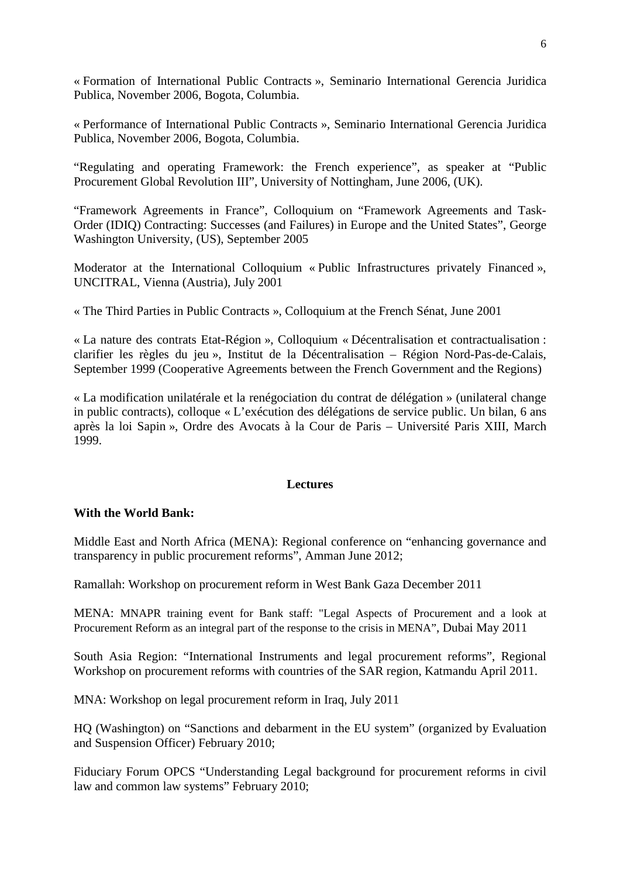« Formation of International Public Contracts », Seminario International Gerencia Juridica Publica, November 2006, Bogota, Columbia.

« Performance of International Public Contracts », Seminario International Gerencia Juridica Publica, November 2006, Bogota, Columbia.

"Regulating and operating Framework: the French experience", as speaker at "Public Procurement Global Revolution III", University of Nottingham, June 2006, (UK).

"Framework Agreements in France", Colloquium on "Framework Agreements and Task-Order (IDIQ) Contracting: Successes (and Failures) in Europe and the United States", George Washington University, (US), September 2005

Moderator at the International Colloquium « Public Infrastructures privately Financed », UNCITRAL, Vienna (Austria), July 2001

« The Third Parties in Public Contracts », Colloquium at the French Sénat, June 2001

« La nature des contrats Etat-Région », Colloquium « Décentralisation et contractualisation : clarifier les règles du jeu », Institut de la Décentralisation – Région Nord-Pas-de-Calais, September 1999 (Cooperative Agreements between the French Government and the Regions)

« La modification unilatérale et la renégociation du contrat de délégation » (unilateral change in public contracts), colloque « L'exécution des délégations de service public. Un bilan, 6 ans après la loi Sapin », Ordre des Avocats à la Cour de Paris – Université Paris XIII, March 1999.

## Lectures

**With the World Bank:**

Middle East and North Africa (MENA): Regional conference on "enhancing governance and transparency in public procurement reforms", Amman June 2012;

Ramallah: Workshop on procurement reform in West Bank Gaza December 2011

MENA: MNAPR training event for Bank staff: "Legal Aspects of Procurement and a look at Procurement Reform as an integral part of the response to the crisis in MENA", Dubai May 2011

South Asia Region: "International Instruments and legal procurement reforms", Regional Workshop on procurement reforms with countries of the SAR region, Katmandu April 2011.

MNA: Workshop on legal procurement reform in Iraq, July 2011

HQ (Washington) on "Sanctions and debarment in the EU system" (organized by Evaluation and Suspension Officer) February 2010;

Fiduciary Forum OPCS "Understanding Legal background for procurement reforms in civil law and common law systems" February 2010;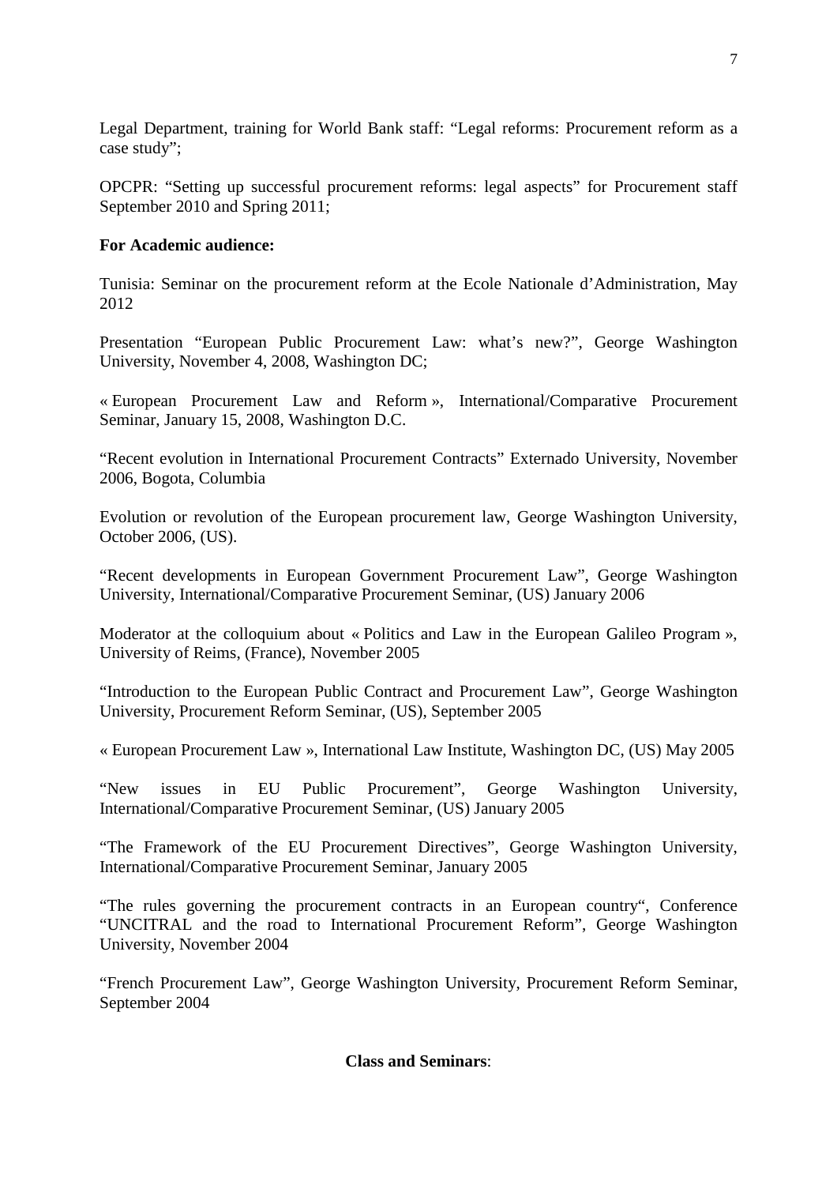Legal Department, training for World Bank staff: "Legal reforms: Procurement reform as a case study";

OPCPR: "Setting up successful procurement reforms: legal aspects" for Procurement staff September 2010 and Spring 2011;

**For Academic audience:**

Tunisia: Seminar on the procurement reform at the Ecole Nationale d'Administration, May 2012

Presentation "European Public Procurement Law: what's new?", George Washington University, November 4, 2008, Washington DC;

« European Procurement Law and Reform », International/Comparative Procurement Seminar, January 15, 2008, Washington D.C.

"Recent evolution in International Procurement Contracts" Externado University, November 2006, Bogota, Columbia

Evolution or revolution of the European procurement law, George Washington University, October 2006, (US).

"Recent developments in European Government Procurement Law", George Washington University, International/Comparative Procurement Seminar, (US) January 2006

Moderator at the colloquium about « Politics and Law in the European Galileo Program », University of Reims, (France), November 2005

"Introduction to the European Public Contract and Procurement Law", George Washington University, Procurement Reform Seminar, (US), September 2005

« European Procurement Law », International Law Institute, Washington DC, (US) May 2005

"New issues in EU Public Procurement", George Washington University, International/Comparative Procurement Seminar, (US) January 2005

"The Framework of the EU Procurement Directives", George Washington University, International/Comparative Procurement Seminar, January 2005

"The rules governing the procurement contracts in an European country", Conference "UNCITRAL and the road to International Procurement Reform", George Washington University, November 2004

"French Procurement Law", George Washington University, Procurement Reform Seminar, September 2004

**Class and Seminars**: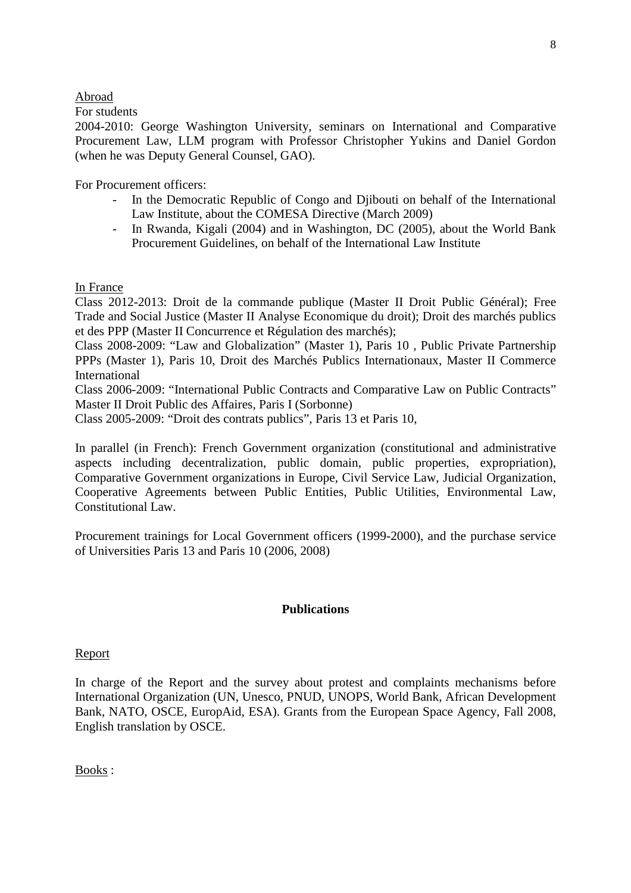<u>Abroad</u>

For students

2004-2010: George Washington University, seminars on International and Comparative Procurement Law, LLM program with Professor Christopher Yukins and Daniel Gordon (when he was Deputy General Counsel, GAO).

For Procurement officers:

- In the Democratic Republic of Congo and Djibouti on behalf of the International Law Institute, about the COMESA Directive (March 2009)
- In Rwanda, Kigali (2004) and in Washington, DC (2005), about the World Bank Procurement Guidelines, on behalf of the International Law Institute

<u>In France</u>

Class 2012-2013: Droit de la commande publique (Master II Droit Public Général); Free Trade and Social Justice (Master II Analyse Economique du droit); Droit des marchés publics et des PPP (Master II Concurrence et Régulation des marchés);

Class 2008-2009: "Law and Globalization" (Master 1), Paris 10 , Public Private Partnership PPPs (Master 1), Paris 10, Droit des Marchés Publics Internationaux, Master II Commerce International

Class 2006-2009: "International Public Contracts and Comparative Law on Public Contracts" Master II Droit Public des Affaires, Paris I (Sorbonne)

Class 2005-2009: "Droit des contrats publics", Paris 13 et Paris 10,

In parallel (in French): French Government organization (constitutional and administrative aspects including decentralization, public domain, public properties, expropriation), Comparative Government organizations in Europe, Civil Service Law, Judicial Organization, Cooperative Agreements between Public Entities, Public Utilities, Environmental Law, Constitutional Law.

Procurement trainings for Local Government officers (1999-2000), and the purchase service of Universities Paris 13 and Paris 10 (2006, 2008)

## Publications

<u>Report</u>

In charge of the Report and the survey about protest and complaints mechanisms before International Organization (UN, Unesco, PNUD, UNOPS, World Bank, African Development Bank, NATO, OSCE, EuropAid, ESA). Grants from the European Space Agency, Fall 2008, English translation by OSCE.

<u>Books</u> :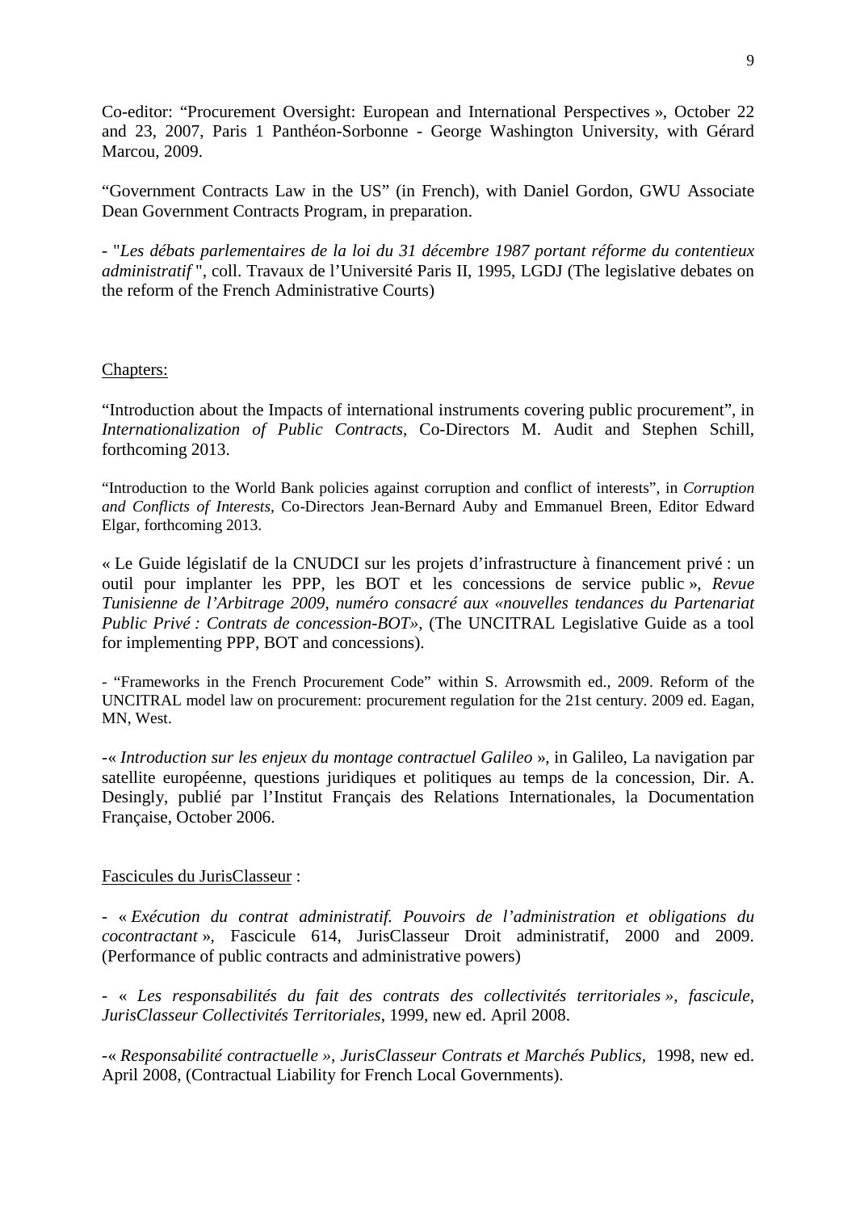Co-editor: "Procurement Oversight: European and International Perspectives », October 22 and 23, 2007, Paris 1 Panthéon-Sorbonne - George Washington University, with Gérard Marcou, 2009.

"Government Contracts Law in the US" (in French), with Daniel Gordon, GWU Associate Dean Government Contracts Program, in preparation.

- "*Les débats parlementaires de la loi du 31 décembre 1987 portant réforme du contentieux administratif* ", coll. Travaux de l'Université Paris II, 1995, LGDJ (The legislative debates on the reform of the French Administrative Courts)

Chapters:

"Introduction about the Impacts of international instruments covering public procurement", in *Internationalization of Public Contracts,* Co-Directors M. Audit and Stephen Schill, forthcoming 2013.

"Introduction to the World Bank policies against corruption and conflict of interests", in *Corruption and Conflicts of Interests,* Co-Directors Jean-Bernard Auby and Emmanuel Breen, Editor Edward Elgar, forthcoming 2013.

« Le Guide législatif de la CNUDCI sur les projets d'infrastructure à financement privé : un outil pour implanter les PPP, les BOT et les concessions de service public », *Revue Tunisienne de l'Arbitrage 2009, numéro consacré aux «nouvelles tendances du Partenariat Public Privé : Contrats de concession-BOT»,* (The UNCITRAL Legislative Guide as a tool for implementing PPP, BOT and concessions).

- "Frameworks in the French Procurement Code" within S. Arrowsmith ed., 2009. Reform of the UNCITRAL model law on procurement: procurement regulation for the 21st century. 2009 ed. Eagan, MN, West.

-« *Introduction sur les enjeux du montage contractuel Galileo* », in Galileo, La navigation par satellite européenne, questions juridiques et politiques au temps de la concession, Dir. A. Desingly, publié par l'Institut Français des Relations Internationales, la Documentation Française, October 2006.

Fascicules du JurisClasseur :

- « *Exécution du contrat administratif. Pouvoirs de l'administration et obligations du cocontractant* », Fascicule 614, JurisClasseur Droit administratif, 2000 and 2009. (Performance of public contracts and administrative powers)

- « *Les responsabilités du fait des contrats des collectivités territoriales », fascicule, JurisClasseur Collectivités Territoriales*, 1999, new ed. April 2008.

-« *Responsabilité contractuelle », JurisClasseur Contrats et Marchés Publics,* 1998, new ed. April 2008, (Contractual Liability for French Local Governments).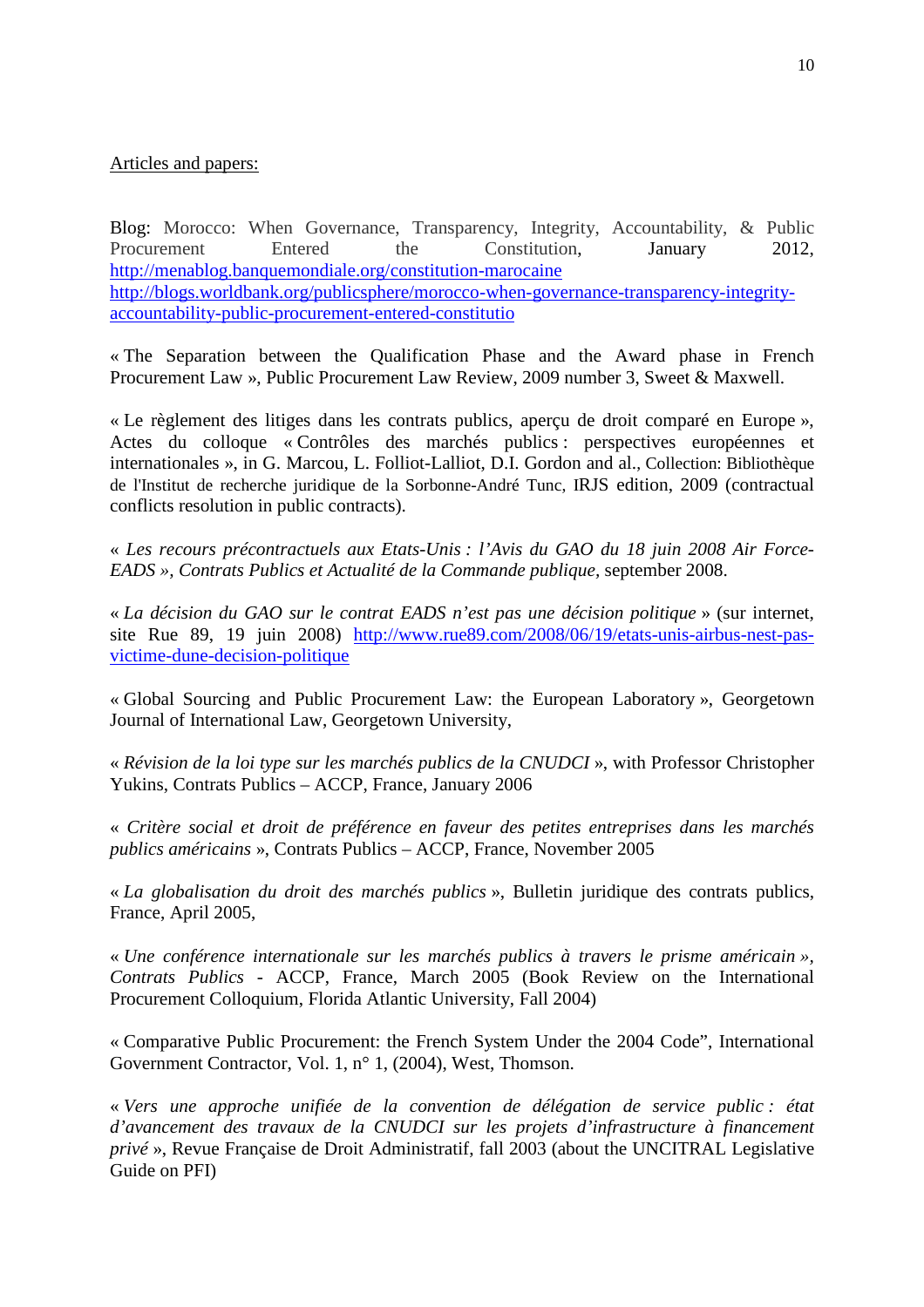Articles and papers:

Blog: Morocco: When Governance, Transparency, Integrity, Accountability, & Public Procurement Entered the Constitution, January 2012, http://menablog.banquemondiale.org/constitution-marocaine http://blogs.worldbank.org/publicsphere/morocco-when-governance-transparency-integrity-accountability-public-procurement-entered-constitutio

« The Separation between the Qualification Phase and the Award phase in French Procurement Law », Public Procurement Law Review, 2009 number 3, Sweet & Maxwell.

« Le règlement des litiges dans les contrats publics, aperçu de droit comparé en Europe », Actes du colloque « Contrôles des marchés publics : perspectives européennes et internationales », in G. Marcou, L. Folliot-Lalliot, D.I. Gordon and al., Collection: Bibliothèque de l'Institut de recherche juridique de la Sorbonne-André Tunc, IRJS edition, 2009 (contractual conflicts resolution in public contracts).

« *Les recours précontractuels aux Etats-Unis : l'Avis du GAO du 18 juin 2008 Air Force-EADS », Contrats Publics et Actualité de la Commande publique,* september 2008.

« *La décision du GAO sur le contrat EADS n'est pas une décision politique* » (sur internet, site Rue 89, 19 juin 2008) http://www.rue89.com/2008/06/19/etats-unis-airbus-nest-pas-victime-dune-decision-politique

« Global Sourcing and Public Procurement Law: the European Laboratory », Georgetown Journal of International Law, Georgetown University,

« *Révision de la loi type sur les marchés publics de la CNUDCI* », with Professor Christopher Yukins, Contrats Publics – ACCP, France, January 2006

« *Critère social et droit de préférence en faveur des petites entreprises dans les marchés publics américains* », Contrats Publics – ACCP, France, November 2005

« *La globalisation du droit des marchés publics* », Bulletin juridique des contrats publics, France, April 2005,

« *Une conférence internationale sur les marchés publics à travers le prisme américain* », *Contrats Publics* - ACCP, France, March 2005 (Book Review on the International Procurement Colloquium, Florida Atlantic University, Fall 2004)

« Comparative Public Procurement: the French System Under the 2004 Code", International Government Contractor, Vol. 1, n° 1, (2004), West, Thomson.

« *Vers une approche unifiée de la convention de délégation de service public : état d'avancement des travaux de la CNUDCI sur les projets d'infrastructure à financement privé* », Revue Française de Droit Administratif, fall 2003 (about the UNCITRAL Legislative Guide on PFI)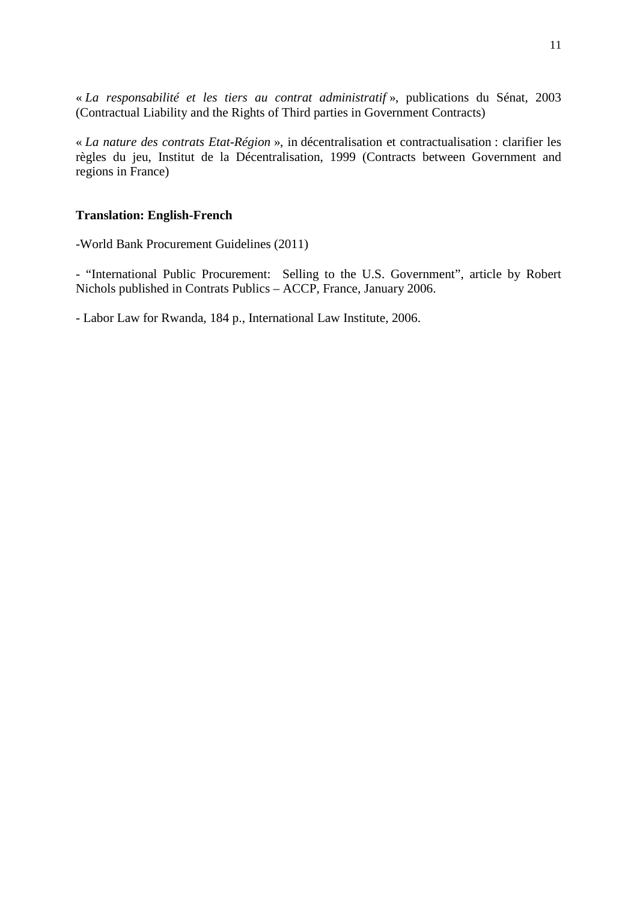« *La responsabilité et les tiers au contrat administratif* », publications du Sénat, 2003 (Contractual Liability and the Rights of Third parties in Government Contracts)

« *La nature des contrats Etat-Région* », in décentralisation et contractualisation : clarifier les règles du jeu, Institut de la Décentralisation, 1999 (Contracts between Government and regions in France)

**Translation: English-French**

-World Bank Procurement Guidelines (2011)

- "International Public Procurement: Selling to the U.S. Government", article by Robert Nichols published in Contrats Publics – ACCP, France, January 2006.

- Labor Law for Rwanda, 184 p., International Law Institute, 2006.